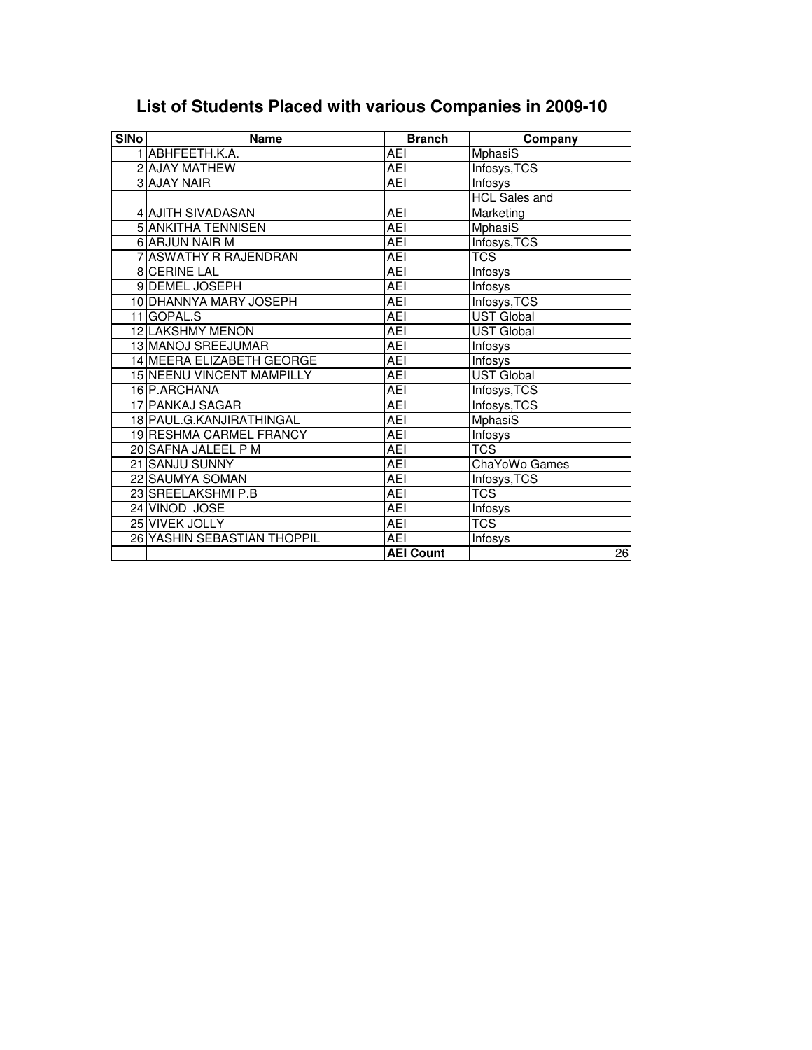# List of Students Placed with various Companies in 2009-10

| SlNo | Name | Branch | Company |
|---|---|---|---|
| 1 | ABHFEETH.K.A. | AEI | MphasiS |
| 2 | AJAY MATHEW | AEI | Infosys,TCS |
| 3 | AJAY NAIR | AEI | Infosys |
| 4 | AJITH SIVADASAN | AEI | HCL Sales and Marketing |
| 5 | ANKITHA TENNISEN | AEI | MphasiS |
| 6 | ARJUN NAIR M | AEI | Infosys,TCS |
| 7 | ASWATHY R RAJENDRAN | AEI | TCS |
| 8 | CERINE LAL | AEI | Infosys |
| 9 | DEMEL JOSEPH | AEI | Infosys |
| 10 | DHANNYA MARY JOSEPH | AEI | Infosys,TCS |
| 11 | GOPAL.S | AEI | UST Global |
| 12 | LAKSHMY MENON | AEI | UST Global |
| 13 | MANOJ SREEJUMAR | AEI | Infosys |
| 14 | MEERA ELIZABETH GEORGE | AEI | Infosys |
| 15 | NEENU VINCENT MAMPILLY | AEI | UST Global |
| 16 | P.ARCHANA | AEI | Infosys,TCS |
| 17 | PANKAJ SAGAR | AEI | Infosys,TCS |
| 18 | PAUL.G.KANJIRATHINGAL | AEI | MphasiS |
| 19 | RESHMA CARMEL FRANCY | AEI | Infosys |
| 20 | SAFNA JALEEL P M | AEI | TCS |
| 21 | SANJU SUNNY | AEI | ChaYoWo Games |
| 22 | SAUMYA SOMAN | AEI | Infosys,TCS |
| 23 | SREELAKSHMI P.B | AEI | TCS |
| 24 | VINOD JOSE | AEI | Infosys |
| 25 | VIVEK JOLLY | AEI | TCS |
| 26 | YASHIN SEBASTIAN THOPPIL | AEI | Infosys |
| | | **AEI Count** | 26 |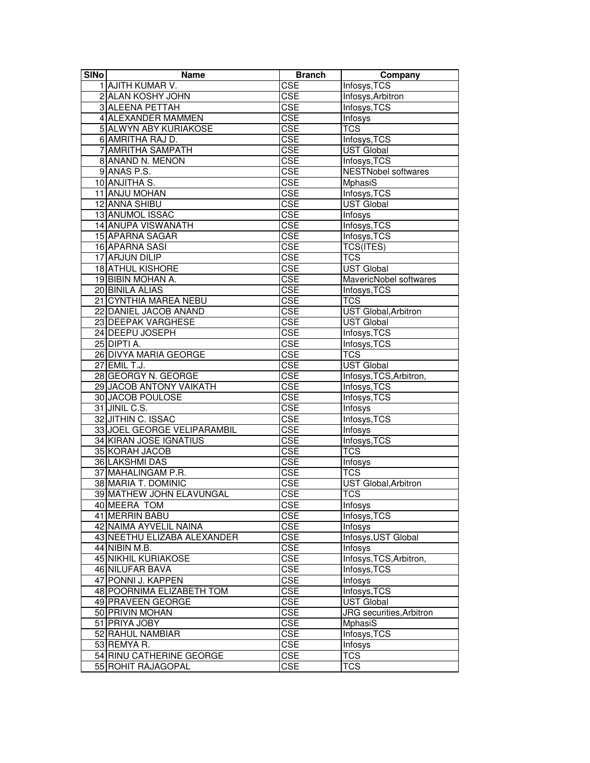| SlNo | Name | Branch | Company |
|---|---|---|---|
| 1 | AJITH KUMAR V. | CSE | Infosys,TCS |
| 2 | ALAN KOSHY JOHN | CSE | Infosys,Arbitron |
| 3 | ALEENA PETTAH | CSE | Infosys,TCS |
| 4 | ALEXANDER MAMMEN | CSE | Infosys |
| 5 | ALWYN ABY KURIAKOSE | CSE | TCS |
| 6 | AMRITHA RAJ D. | CSE | Infosys,TCS |
| 7 | AMRITHA SAMPATH | CSE | UST Global |
| 8 | ANAND N. MENON | CSE | Infosys,TCS |
| 9 | ANAS P.S. | CSE | NESTNobel softwares |
| 10 | ANJITHA S. | CSE | MphasiS |
| 11 | ANJU MOHAN | CSE | Infosys,TCS |
| 12 | ANNA SHIBU | CSE | UST Global |
| 13 | ANUMOL ISSAC | CSE | Infosys |
| 14 | ANUPA VISWANATH | CSE | Infosys,TCS |
| 15 | APARNA SAGAR | CSE | Infosys,TCS |
| 16 | APARNA SASI | CSE | TCS(ITES) |
| 17 | ARJUN DILIP | CSE | TCS |
| 18 | ATHUL KISHORE | CSE | UST Global |
| 19 | BIBIN MOHAN A. | CSE | MavericNobel softwares |
| 20 | BINILA ALIAS | CSE | Infosys,TCS |
| 21 | CYNTHIA MAREA NEBU | CSE | TCS |
| 22 | DANIEL JACOB ANAND | CSE | UST Global,Arbitron |
| 23 | DEEPAK VARGHESE | CSE | UST Global |
| 24 | DEEPU JOSEPH | CSE | Infosys,TCS |
| 25 | DIPTI A. | CSE | Infosys,TCS |
| 26 | DIVYA MARIA GEORGE | CSE | TCS |
| 27 | EMIL T.J. | CSE | UST Global |
| 28 | GEORGY N. GEORGE | CSE | Infosys,TCS,Arbitron, |
| 29 | JACOB ANTONY VAIKATH | CSE | Infosys,TCS |
| 30 | JACOB POULOSE | CSE | Infosys,TCS |
| 31 | JINIL C.S. | CSE | Infosys |
| 32 | JITHIN C. ISSAC | CSE | Infosys,TCS |
| 33 | JOEL GEORGE VELIPARAMBIL | CSE | Infosys |
| 34 | KIRAN JOSE IGNATIUS | CSE | Infosys,TCS |
| 35 | KORAH JACOB | CSE | TCS |
| 36 | LAKSHMI DAS | CSE | Infosys |
| 37 | MAHALINGAM P.R. | CSE | TCS |
| 38 | MARIA T. DOMINIC | CSE | UST Global,Arbitron |
| 39 | MATHEW JOHN ELAVUNGAL | CSE | TCS |
| 40 | MEERA TOM | CSE | Infosys |
| 41 | MERRIN BABU | CSE | Infosys,TCS |
| 42 | NAIMA AYVELIL NAINA | CSE | Infosys |
| 43 | NEETHU ELIZABA ALEXANDER | CSE | Infosys,UST Global |
| 44 | NIBIN M.B. | CSE | Infosys |
| 45 | NIKHIL KURIAKOSE | CSE | Infosys,TCS,Arbitron, |
| 46 | NILUFAR BAVA | CSE | Infosys,TCS |
| 47 | PONNI J. KAPPEN | CSE | Infosys |
| 48 | POORNIMA ELIZABETH TOM | CSE | Infosys,TCS |
| 49 | PRAVEEN GEORGE | CSE | UST Global |
| 50 | PRIVIN MOHAN | CSE | JRG securities,Arbitron |
| 51 | PRIYA JOBY | CSE | MphasiS |
| 52 | RAHUL NAMBIAR | CSE | Infosys,TCS |
| 53 | REMYA R. | CSE | Infosys |
| 54 | RINU CATHERINE GEORGE | CSE | TCS |
| 55 | ROHIT RAJAGOPAL | CSE | TCS |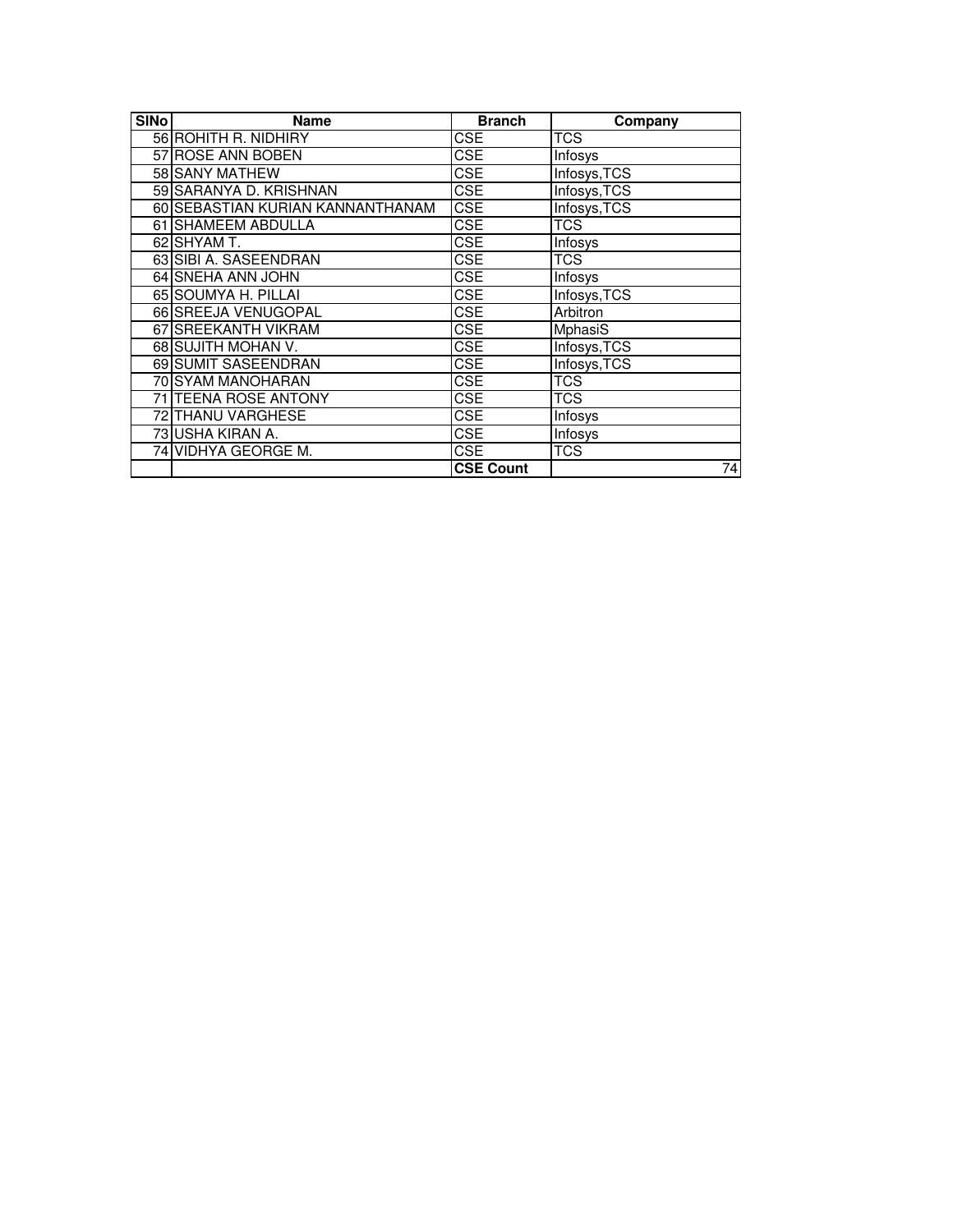| SINo | Name | Branch | Company |
|---|---|---|---|
| 56 | ROHITH R. NIDHIRY | CSE | TCS |
| 57 | ROSE ANN BOBEN | CSE | Infosys |
| 58 | SANY MATHEW | CSE | Infosys,TCS |
| 59 | SARANYA D. KRISHNAN | CSE | Infosys,TCS |
| 60 | SEBASTIAN KURIAN KANNANTHANAM | CSE | Infosys,TCS |
| 61 | SHAMEEM ABDULLA | CSE | TCS |
| 62 | SHYAM T. | CSE | Infosys |
| 63 | SIBI A. SASEENDRAN | CSE | TCS |
| 64 | SNEHA ANN JOHN | CSE | Infosys |
| 65 | SOUMYA H. PILLAI | CSE | Infosys,TCS |
| 66 | SREEJA VENUGOPAL | CSE | Arbitron |
| 67 | SREEKANTH VIKRAM | CSE | MphasiS |
| 68 | SUJITH MOHAN V. | CSE | Infosys,TCS |
| 69 | SUMIT SASEENDRAN | CSE | Infosys,TCS |
| 70 | SYAM MANOHARAN | CSE | TCS |
| 71 | TEENA ROSE ANTONY | CSE | TCS |
| 72 | THANU VARGHESE | CSE | Infosys |
| 73 | USHA KIRAN A. | CSE | Infosys |
| 74 | VIDHYA GEORGE M. | CSE | TCS |
| | | **CSE Count** | 74 |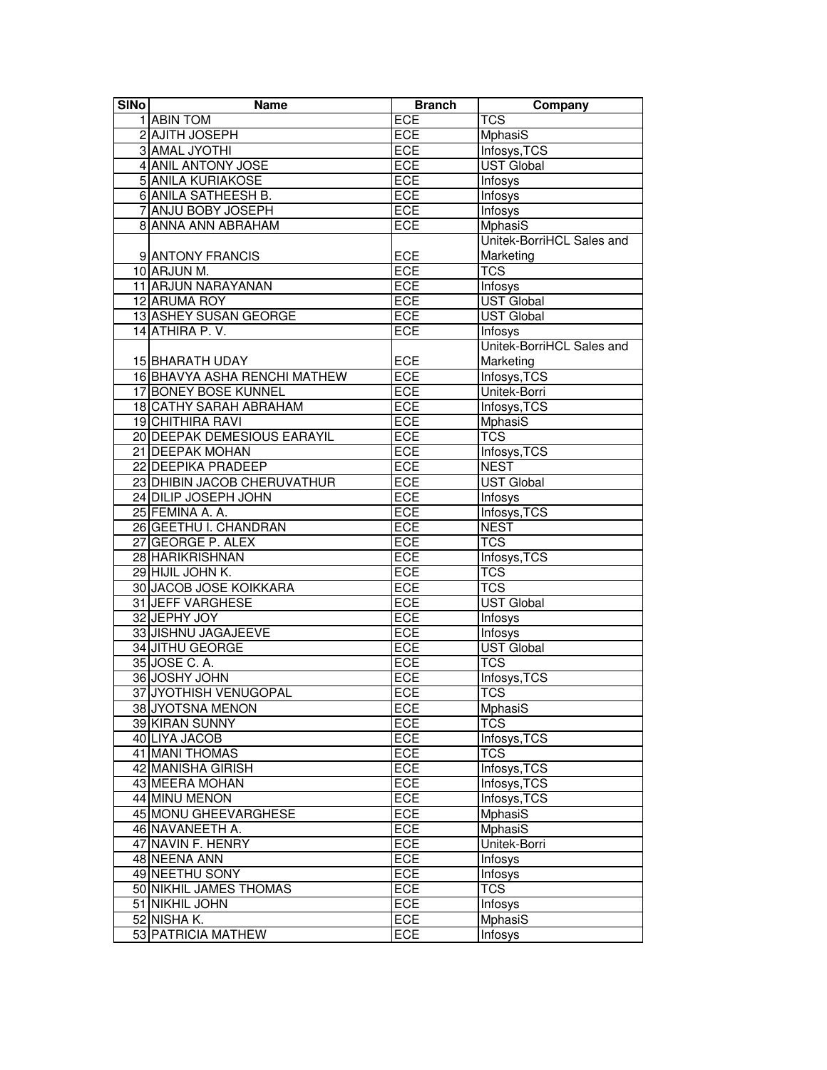| SlNo | Name | Branch | Company |
|---|---|---|---|
| 1 | ABIN TOM | ECE | TCS |
| 2 | AJITH JOSEPH | ECE | MphasiS |
| 3 | AMAL JYOTHI | ECE | Infosys,TCS |
| 4 | ANIL ANTONY JOSE | ECE | UST Global |
| 5 | ANILA KURIAKOSE | ECE | Infosys |
| 6 | ANILA SATHEESH B. | ECE | Infosys |
| 7 | ANJU BOBY JOSEPH | ECE | Infosys |
| 8 | ANNA ANN ABRAHAM | ECE | MphasiS |
| 9 | ANTONY FRANCIS | ECE | Unitek-BorriHCL Sales and Marketing |
| 10 | ARJUN M. | ECE | TCS |
| 11 | ARJUN NARAYANAN | ECE | Infosys |
| 12 | ARUMA ROY | ECE | UST Global |
| 13 | ASHEY SUSAN GEORGE | ECE | UST Global |
| 14 | ATHIRA P. V. | ECE | Infosys |
| 15 | BHARATH UDAY | ECE | Unitek-BorriHCL Sales and Marketing |
| 16 | BHAVYA ASHA RENCHI MATHEW | ECE | Infosys,TCS |
| 17 | BONEY BOSE KUNNEL | ECE | Unitek-Borri |
| 18 | CATHY SARAH ABRAHAM | ECE | Infosys,TCS |
| 19 | CHITHIRA RAVI | ECE | MphasiS |
| 20 | DEEPAK DEMESIOUS EARAYIL | ECE | TCS |
| 21 | DEEPAK MOHAN | ECE | Infosys,TCS |
| 22 | DEEPIKA PRADEEP | ECE | NEST |
| 23 | DHIBIN JACOB CHERUVATHUR | ECE | UST Global |
| 24 | DILIP JOSEPH JOHN | ECE | Infosys |
| 25 | FEMINA A. A. | ECE | Infosys,TCS |
| 26 | GEETHU I. CHANDRAN | ECE | NEST |
| 27 | GEORGE P. ALEX | ECE | TCS |
| 28 | HARIKRISHNAN | ECE | Infosys,TCS |
| 29 | HIJIL JOHN K. | ECE | TCS |
| 30 | JACOB JOSE KOIKKARA | ECE | TCS |
| 31 | JEFF VARGHESE | ECE | UST Global |
| 32 | JEPHY JOY | ECE | Infosys |
| 33 | JISHNU JAGAJEEVE | ECE | Infosys |
| 34 | JITHU GEORGE | ECE | UST Global |
| 35 | JOSE C. A. | ECE | TCS |
| 36 | JOSHY JOHN | ECE | Infosys,TCS |
| 37 | JYOTHISH VENUGOPAL | ECE | TCS |
| 38 | JYOTSNA MENON | ECE | MphasiS |
| 39 | KIRAN SUNNY | ECE | TCS |
| 40 | LIYA JACOB | ECE | Infosys,TCS |
| 41 | MANI THOMAS | ECE | TCS |
| 42 | MANISHA GIRISH | ECE | Infosys,TCS |
| 43 | MEERA MOHAN | ECE | Infosys,TCS |
| 44 | MINU MENON | ECE | Infosys,TCS |
| 45 | MONU GHEEVARGHESE | ECE | MphasiS |
| 46 | NAVANEETH A. | ECE | MphasiS |
| 47 | NAVIN F. HENRY | ECE | Unitek-Borri |
| 48 | NEENA ANN | ECE | Infosys |
| 49 | NEETHU SONY | ECE | Infosys |
| 50 | NIKHIL JAMES THOMAS | ECE | TCS |
| 51 | NIKHIL JOHN | ECE | Infosys |
| 52 | NISHA K. | ECE | MphasiS |
| 53 | PATRICIA MATHEW | ECE | Infosys |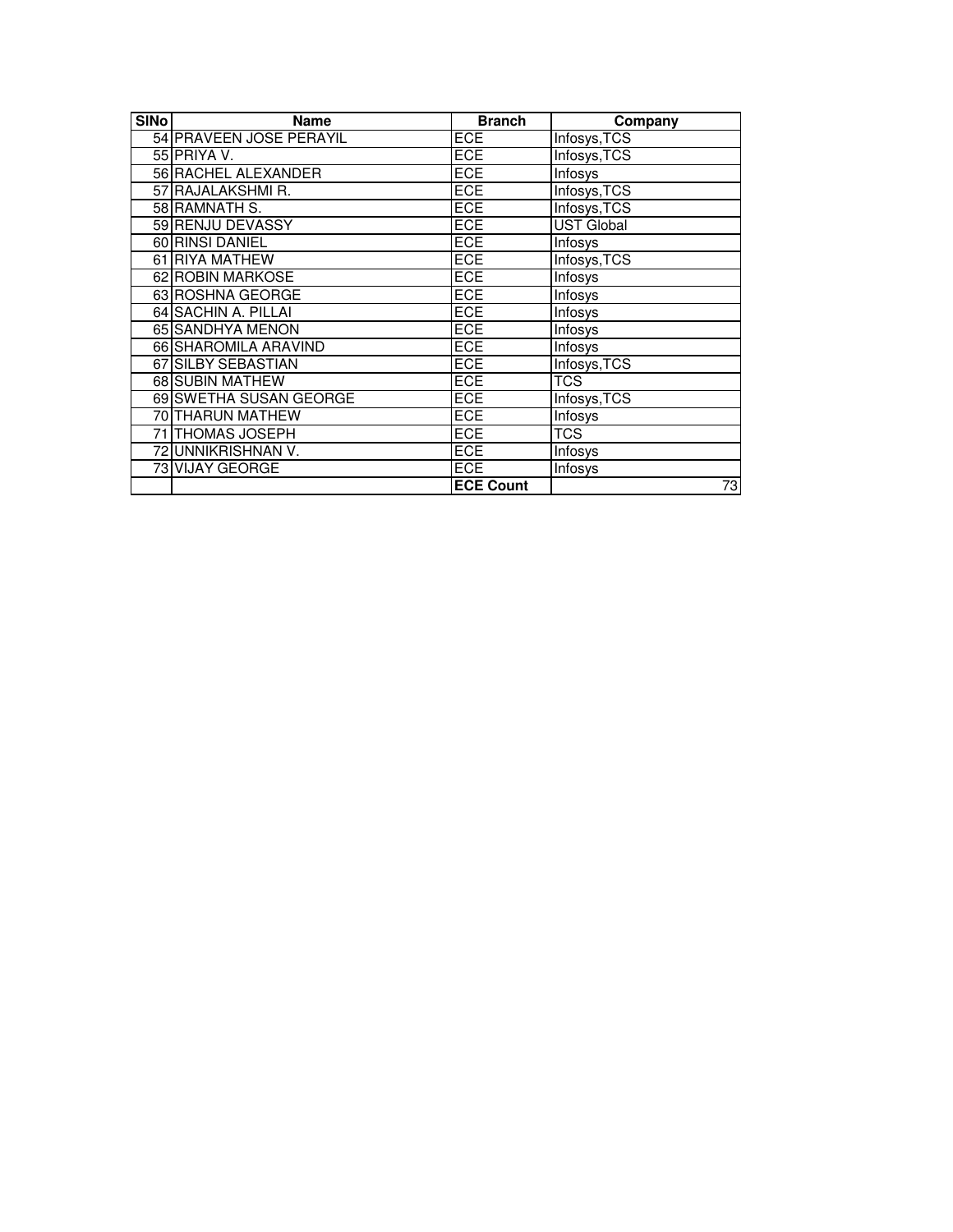| SlNo | Name | Branch | Company |
|---|---|---|---|
| 54 | PRAVEEN JOSE PERAYIL | ECE | Infosys,TCS |
| 55 | PRIYA V. | ECE | Infosys,TCS |
| 56 | RACHEL ALEXANDER | ECE | Infosys |
| 57 | RAJALAKSHMI R. | ECE | Infosys,TCS |
| 58 | RAMNATH S. | ECE | Infosys,TCS |
| 59 | RENJU DEVASSY | ECE | UST Global |
| 60 | RINSI DANIEL | ECE | Infosys |
| 61 | RIYA MATHEW | ECE | Infosys,TCS |
| 62 | ROBIN MARKOSE | ECE | Infosys |
| 63 | ROSHNA GEORGE | ECE | Infosys |
| 64 | SACHIN A. PILLAI | ECE | Infosys |
| 65 | SANDHYA MENON | ECE | Infosys |
| 66 | SHAROMILA ARAVIND | ECE | Infosys |
| 67 | SILBY SEBASTIAN | ECE | Infosys,TCS |
| 68 | SUBIN MATHEW | ECE | TCS |
| 69 | SWETHA SUSAN GEORGE | ECE | Infosys,TCS |
| 70 | THARUN MATHEW | ECE | Infosys |
| 71 | THOMAS JOSEPH | ECE | TCS |
| 72 | UNNIKRISHNAN V. | ECE | Infosys |
| 73 | VIJAY GEORGE | ECE | Infosys |
| | | **ECE Count** | 73 |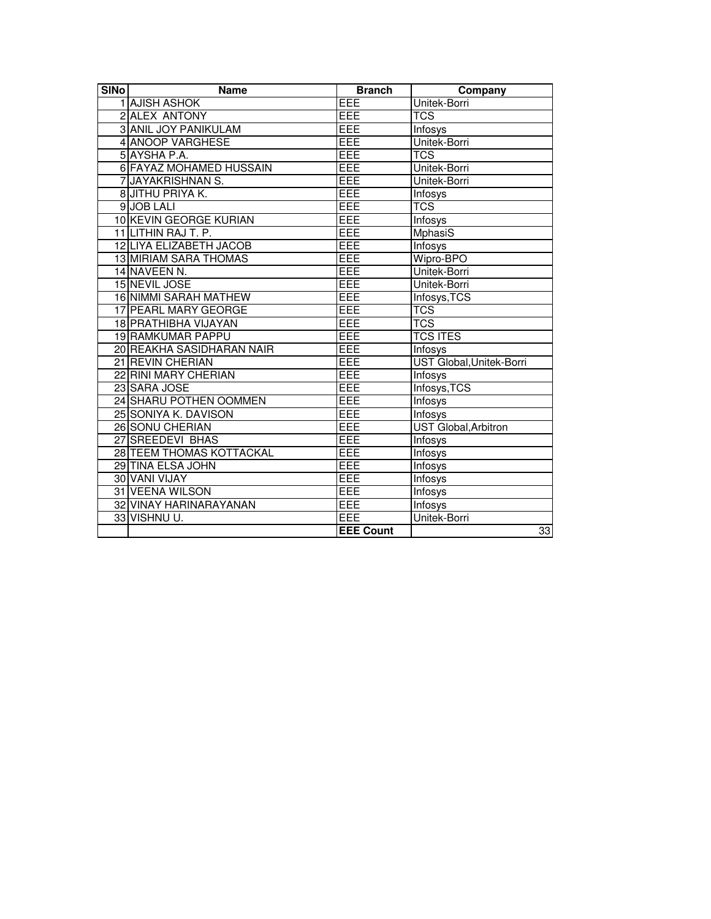| SlNo | Name | Branch | Company |
|---|---|---|---|
| 1 | AJISH ASHOK | EEE | Unitek-Borri |
| 2 | ALEX ANTONY | EEE | TCS |
| 3 | ANIL JOY PANIKULAM | EEE | Infosys |
| 4 | ANOOP VARGHESE | EEE | Unitek-Borri |
| 5 | AYSHA P.A. | EEE | TCS |
| 6 | FAYAZ MOHAMED HUSSAIN | EEE | Unitek-Borri |
| 7 | JAYAKRISHNAN S. | EEE | Unitek-Borri |
| 8 | JITHU PRIYA K. | EEE | Infosys |
| 9 | JOB LALI | EEE | TCS |
| 10 | KEVIN GEORGE KURIAN | EEE | Infosys |
| 11 | LITHIN RAJ T. P. | EEE | MphasiS |
| 12 | LIYA ELIZABETH JACOB | EEE | Infosys |
| 13 | MIRIAM SARA THOMAS | EEE | Wipro-BPO |
| 14 | NAVEEN N. | EEE | Unitek-Borri |
| 15 | NEVIL JOSE | EEE | Unitek-Borri |
| 16 | NIMMI SARAH MATHEW | EEE | Infosys,TCS |
| 17 | PEARL MARY GEORGE | EEE | TCS |
| 18 | PRATHIBHA VIJAYAN | EEE | TCS |
| 19 | RAMKUMAR PAPPU | EEE | TCS ITES |
| 20 | REAKHA SASIDHARAN NAIR | EEE | Infosys |
| 21 | REVIN CHERIAN | EEE | UST Global,Unitek-Borri |
| 22 | RINI MARY CHERIAN | EEE | Infosys |
| 23 | SARA JOSE | EEE | Infosys,TCS |
| 24 | SHARU POTHEN OOMMEN | EEE | Infosys |
| 25 | SONIYA K. DAVISON | EEE | Infosys |
| 26 | SONU CHERIAN | EEE | UST Global,Arbitron |
| 27 | SREEDEVI BHAS | EEE | Infosys |
| 28 | TEEM THOMAS KOTTACKAL | EEE | Infosys |
| 29 | TINA ELSA JOHN | EEE | Infosys |
| 30 | VANI VIJAY | EEE | Infosys |
| 31 | VEENA WILSON | EEE | Infosys |
| 32 | VINAY HARINARAYANAN | EEE | Infosys |
| 33 | VISHNU U. | EEE | Unitek-Borri |
| | | **EEE Count** | 33 |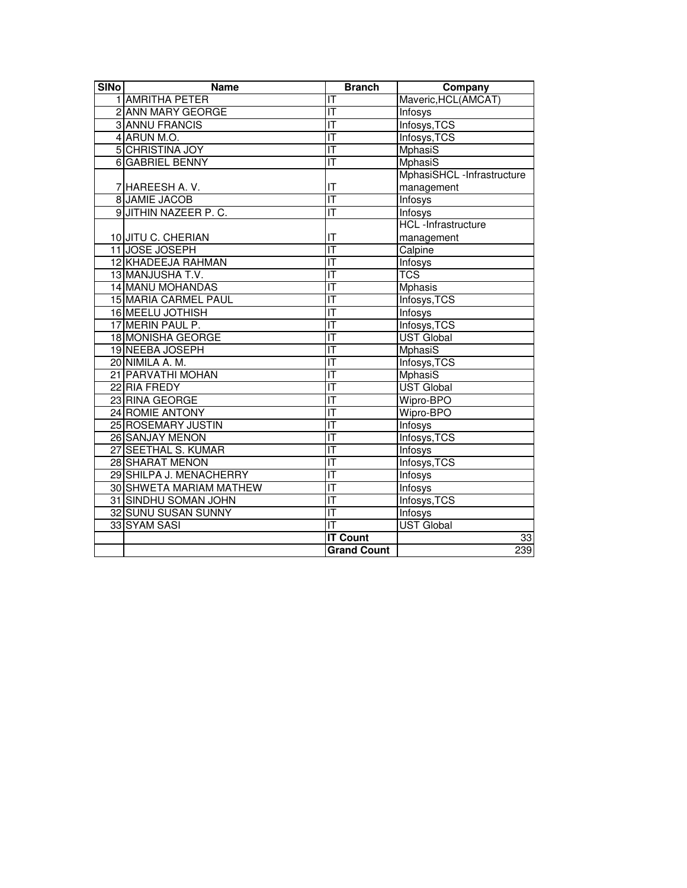| SlNo | Name | Branch | Company |
|---|---|---|---|
| 1 | AMRITHA PETER | IT | Maveric,HCL(AMCAT) |
| 2 | ANN MARY GEORGE | IT | Infosys |
| 3 | ANNU FRANCIS | IT | Infosys,TCS |
| 4 | ARUN M.O. | IT | Infosys,TCS |
| 5 | CHRISTINA JOY | IT | MphasiS |
| 6 | GABRIEL BENNY | IT | MphasiS |
| 7 | HAREESH A. V. | IT | MphasiSHCL -Infrastructure management |
| 8 | JAMIE JACOB | IT | Infosys |
| 9 | JITHIN NAZEER P. C. | IT | Infosys |
| 10 | JITU C. CHERIAN | IT | HCL -Infrastructure management |
| 11 | JOSE JOSEPH | IT | Calpine |
| 12 | KHADEEJA RAHMAN | IT | Infosys |
| 13 | MANJUSHA T.V. | IT | TCS |
| 14 | MANU MOHANDAS | IT | Mphasis |
| 15 | MARIA CARMEL PAUL | IT | Infosys,TCS |
| 16 | MEELU JOTHISH | IT | Infosys |
| 17 | MERIN PAUL P. | IT | Infosys,TCS |
| 18 | MONISHA GEORGE | IT | UST Global |
| 19 | NEEBA JOSEPH | IT | MphasiS |
| 20 | NIMILA A. M. | IT | Infosys,TCS |
| 21 | PARVATHI MOHAN | IT | MphasiS |
| 22 | RIA FREDY | IT | UST Global |
| 23 | RINA GEORGE | IT | Wipro-BPO |
| 24 | ROMIE ANTONY | IT | Wipro-BPO |
| 25 | ROSEMARY JUSTIN | IT | Infosys |
| 26 | SANJAY MENON | IT | Infosys,TCS |
| 27 | SEETHAL S. KUMAR | IT | Infosys |
| 28 | SHARAT MENON | IT | Infosys,TCS |
| 29 | SHILPA J. MENACHERRY | IT | Infosys |
| 30 | SHWETA MARIAM MATHEW | IT | Infosys |
| 31 | SINDHU SOMAN JOHN | IT | Infosys,TCS |
| 32 | SUNU SUSAN SUNNY | IT | Infosys |
| 33 | SYAM SASI | IT | UST Global |
| | | **IT Count** | 33 |
| | | **Grand Count** | 239 |